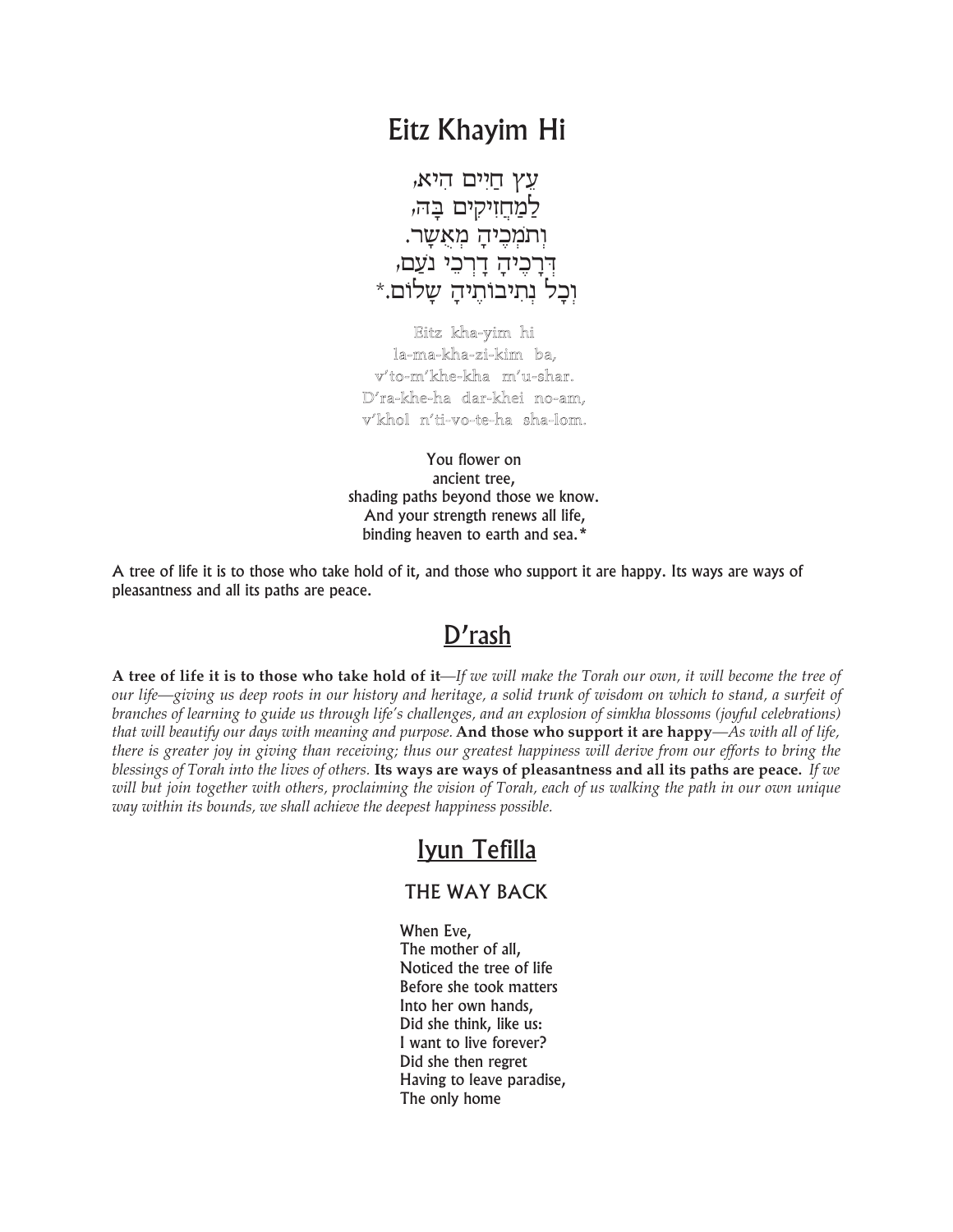# Eitz Khayim Hi

עֵץ חַיִּים הִיא,
לַמַּחֲזִיקִים בָּהּ,
וְתֹמְכֶיהָ מְאֻשָּׁר.
דְּרָכֶיהָ דַרְכֵי נֹעַם,
וְכָל נְתִיבוֹתֶיהָ שָׁלוֹם.*

Eitz kha-yim hi
la-ma-kha-zi-kim ba,
v'to-m'khe-kha m'u-shar.
D'ra-khe-ha dar-khei no-am,
v'khol n'ti-vo-te-ha sha-lom.

You flower on
ancient tree,
shading paths beyond those we know.
And your strength renews all life,
binding heaven to earth and sea.*

A tree of life it is to those who take hold of it, and those who support it are happy. Its ways are ways of pleasantness and all its paths are peace.

## D'rash

**A tree of life it is to those who take hold of it**—*If we will make the Torah our own, it will become the tree of our life—giving us deep roots in our history and heritage, a solid trunk of wisdom on which to stand, a surfeit of branches of learning to guide us through life's challenges, and an explosion of simkha blossoms (joyful celebrations) that will beautify our days with meaning and purpose.* **And those who support it are happy**—*As with all of life, there is greater joy in giving than receiving; thus our greatest happiness will derive from our efforts to bring the blessings of Torah into the lives of others.* **Its ways are ways of pleasantness and all its paths are peace.** *If we will but join together with others, proclaiming the vision of Torah, each of us walking the path in our own unique way within its bounds, we shall achieve the deepest happiness possible.*

## Iyun Tefilla

### THE WAY BACK

When Eve,
The mother of all,
Noticed the tree of life
Before she took matters
Into her own hands,
Did she think, like us:
I want to live forever?
Did she then regret
Having to leave paradise,
The only home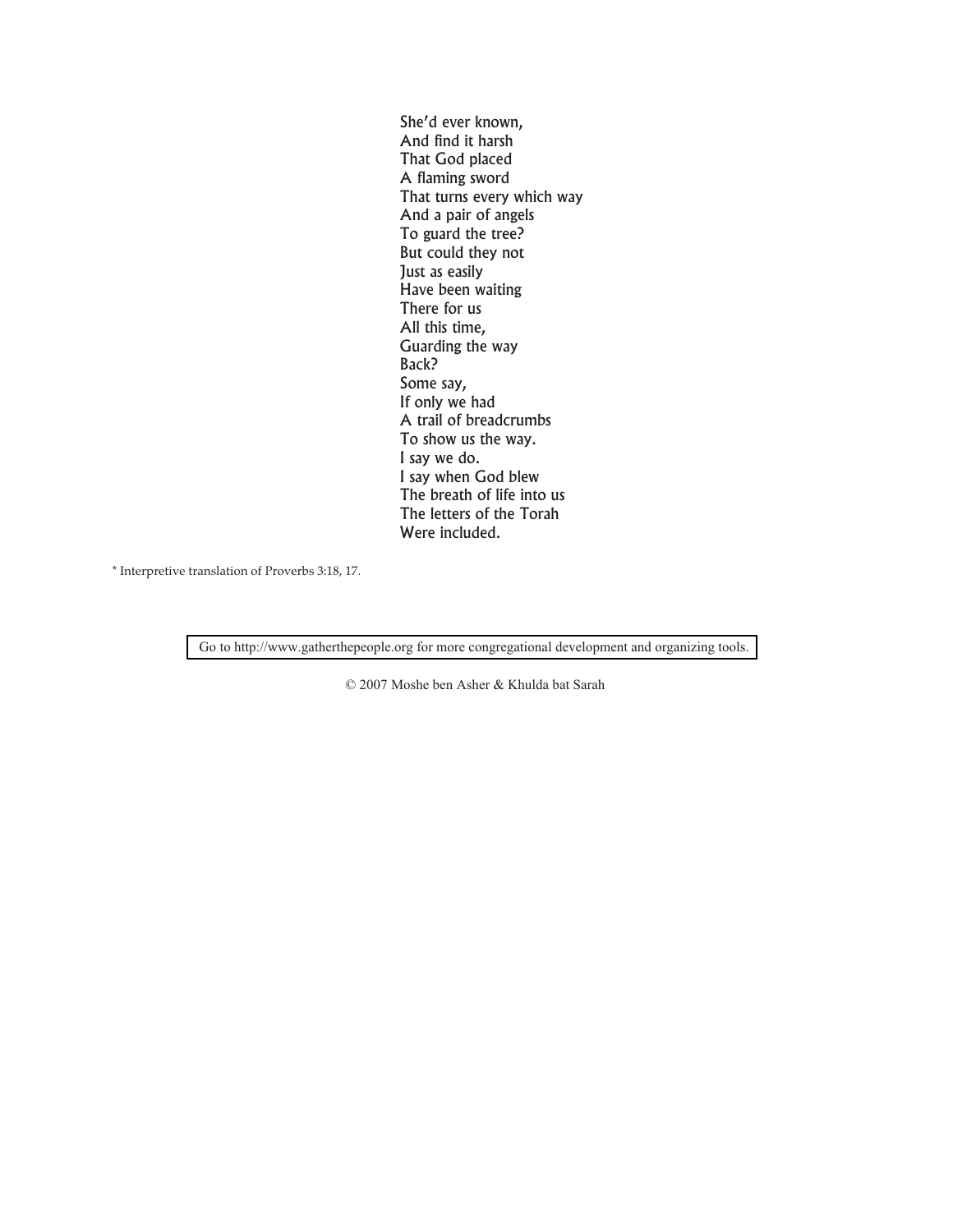She'd ever known,  
And find it harsh  
That God placed  
A flaming sword  
That turns every which way  
And a pair of angels  
To guard the tree?  
But could they not  
Just as easily  
Have been waiting  
There for us  
All this time,  
Guarding the way  
Back?  
Some say,  
If only we had  
A trail of breadcrumbs  
To show us the way.  
I say we do.  
I say when God blew  
The breath of life into us  
The letters of the Torah  
Were included.

* Interpretive translation of Proverbs 3:18, 17.

Go to http://www.gatherthepeople.org for more congregational development and organizing tools.

© 2007 Moshe ben Asher & Khulda bat Sarah